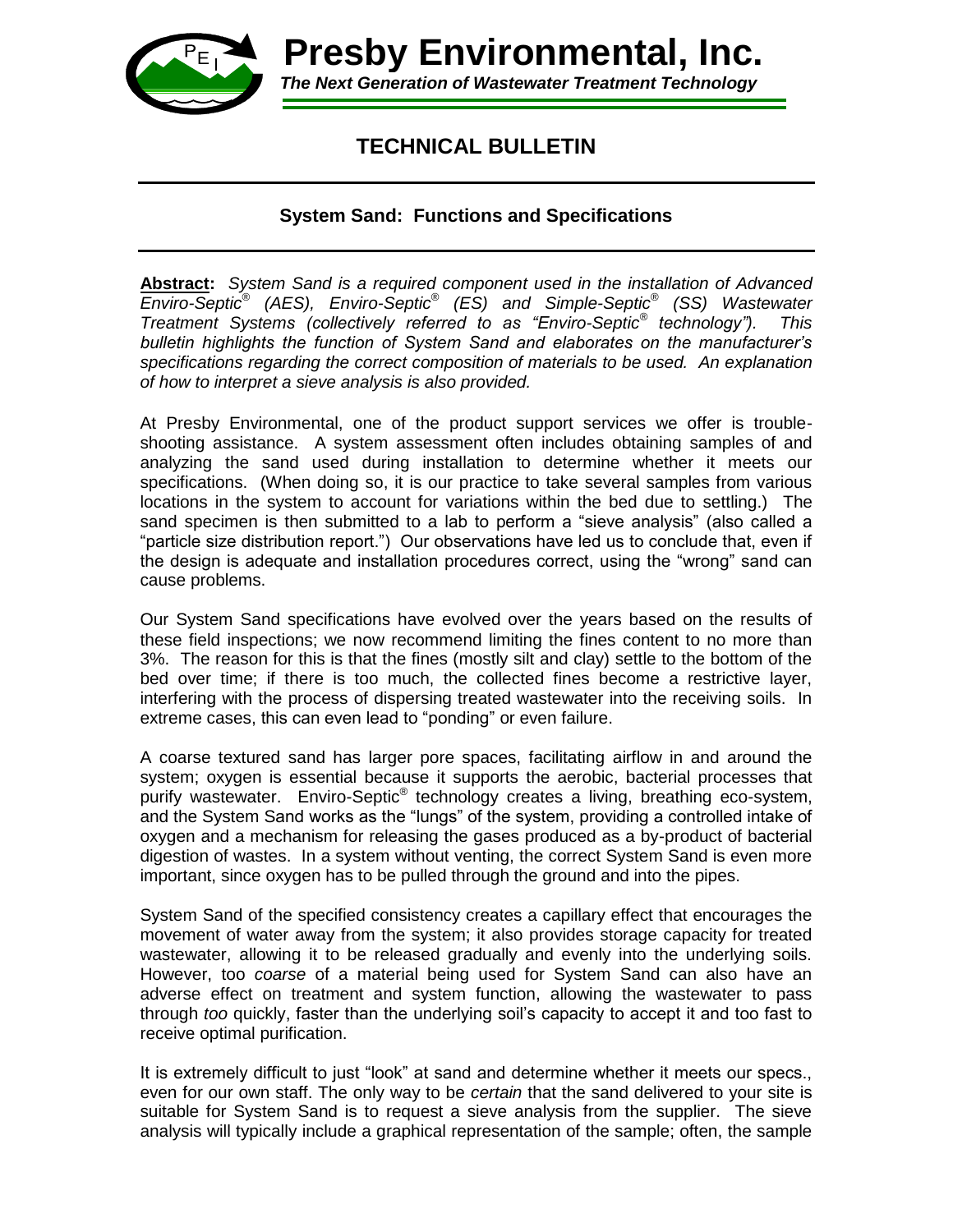# Presby Environmental, Inc.

*The Next Generation of Wastewater Treatment Technology*

## TECHNICAL BULLETIN

### System Sand: Functions and Specifications

**Abstract:** *System Sand is a required component used in the installation of Advanced Enviro-Septic® (AES), Enviro-Septic® (ES) and Simple-Septic® (SS) Wastewater Treatment Systems (collectively referred to as "Enviro-Septic® technology"). This bulletin highlights the function of System Sand and elaborates on the manufacturer's specifications regarding the correct composition of materials to be used. An explanation of how to interpret a sieve analysis is also provided.*

At Presby Environmental, one of the product support services we offer is trouble-shooting assistance. A system assessment often includes obtaining samples of and analyzing the sand used during installation to determine whether it meets our specifications. (When doing so, it is our practice to take several samples from various locations in the system to account for variations within the bed due to settling.) The sand specimen is then submitted to a lab to perform a "sieve analysis" (also called a "particle size distribution report.") Our observations have led us to conclude that, even if the design is adequate and installation procedures correct, using the "wrong" sand can cause problems.

Our System Sand specifications have evolved over the years based on the results of these field inspections; we now recommend limiting the fines content to no more than 3%. The reason for this is that the fines (mostly silt and clay) settle to the bottom of the bed over time; if there is too much, the collected fines become a restrictive layer, interfering with the process of dispersing treated wastewater into the receiving soils. In extreme cases, this can even lead to "ponding" or even failure.

A coarse textured sand has larger pore spaces, facilitating airflow in and around the system; oxygen is essential because it supports the aerobic, bacterial processes that purify wastewater. Enviro-Septic® technology creates a living, breathing eco-system, and the System Sand works as the "lungs" of the system, providing a controlled intake of oxygen and a mechanism for releasing the gases produced as a by-product of bacterial digestion of wastes. In a system without venting, the correct System Sand is even more important, since oxygen has to be pulled through the ground and into the pipes.

System Sand of the specified consistency creates a capillary effect that encourages the movement of water away from the system; it also provides storage capacity for treated wastewater, allowing it to be released gradually and evenly into the underlying soils. However, too *coarse* of a material being used for System Sand can also have an adverse effect on treatment and system function, allowing the wastewater to pass through *too* quickly, faster than the underlying soil's capacity to accept it and too fast to receive optimal purification.

It is extremely difficult to just "look" at sand and determine whether it meets our specs., even for our own staff. The only way to be *certain* that the sand delivered to your site is suitable for System Sand is to request a sieve analysis from the supplier. The sieve analysis will typically include a graphical representation of the sample; often, the sample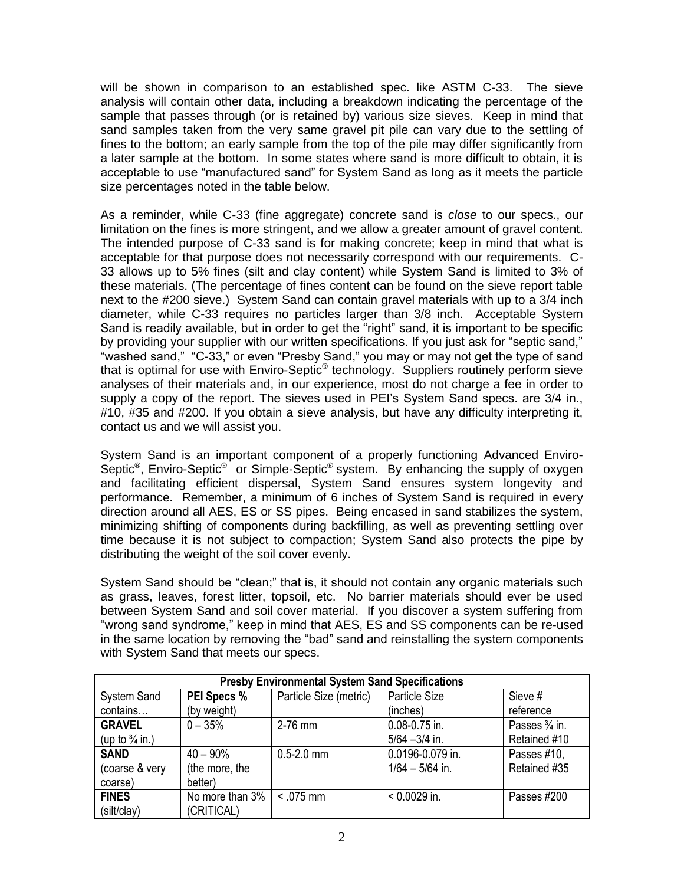will be shown in comparison to an established spec. like ASTM C-33. The sieve analysis will contain other data, including a breakdown indicating the percentage of the sample that passes through (or is retained by) various size sieves. Keep in mind that sand samples taken from the very same gravel pit pile can vary due to the settling of fines to the bottom; an early sample from the top of the pile may differ significantly from a later sample at the bottom. In some states where sand is more difficult to obtain, it is acceptable to use "manufactured sand" for System Sand as long as it meets the particle size percentages noted in the table below.

As a reminder, while C-33 (fine aggregate) concrete sand is *close* to our specs., our limitation on the fines is more stringent, and we allow a greater amount of gravel content. The intended purpose of C-33 sand is for making concrete; keep in mind that what is acceptable for that purpose does not necessarily correspond with our requirements. C-33 allows up to 5% fines (silt and clay content) while System Sand is limited to 3% of these materials. (The percentage of fines content can be found on the sieve report table next to the #200 sieve.) System Sand can contain gravel materials with up to a 3/4 inch diameter, while C-33 requires no particles larger than 3/8 inch. Acceptable System Sand is readily available, but in order to get the "right" sand, it is important to be specific by providing your supplier with our written specifications. If you just ask for "septic sand," "washed sand," "C-33," or even "Presby Sand," you may or may not get the type of sand that is optimal for use with Enviro-Septic® technology. Suppliers routinely perform sieve analyses of their materials and, in our experience, most do not charge a fee in order to supply a copy of the report. The sieves used in PEI's System Sand specs. are 3/4 in., #10, #35 and #200. If you obtain a sieve analysis, but have any difficulty interpreting it, contact us and we will assist you.

System Sand is an important component of a properly functioning Advanced Enviro-Septic®, Enviro-Septic® or Simple-Septic® system. By enhancing the supply of oxygen and facilitating efficient dispersal, System Sand ensures system longevity and performance. Remember, a minimum of 6 inches of System Sand is required in every direction around all AES, ES or SS pipes. Being encased in sand stabilizes the system, minimizing shifting of components during backfilling, as well as preventing settling over time because it is not subject to compaction; System Sand also protects the pipe by distributing the weight of the soil cover evenly.

System Sand should be "clean;" that is, it should not contain any organic materials such as grass, leaves, forest litter, topsoil, etc. No barrier materials should ever be used between System Sand and soil cover material. If you discover a system suffering from "wrong sand syndrome," keep in mind that AES, ES and SS components can be re-used in the same location by removing the "bad" sand and reinstalling the system components with System Sand that meets our specs.

| **Presby Environmental System Sand Specifications** | | | | |
|---|---|---|---|---|
| System Sand contains… | **PEI Specs %** (by weight) | Particle Size (metric) | Particle Size (inches) | Sieve # reference |
| **GRAVEL** (up to ¾ in.) | 0 – 35% | 2-76 mm | 0.08-0.75 in. 5/64 –3/4 in. | Passes ¾ in. Retained #10 |
| **SAND** (coarse & very coarse) | 40 – 90% (the more, the better) | 0.5-2.0 mm | 0.0196-0.079 in. 1/64 – 5/64 in. | Passes #10, Retained #35 |
| **FINES** (silt/clay) | No more than 3% (CRITICAL) | < .075 mm | < 0.0029 in. | Passes #200 |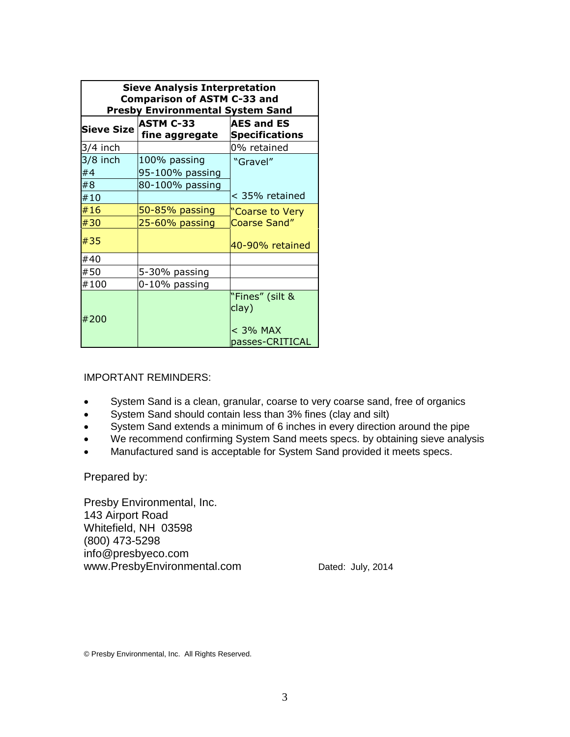**Sieve Analysis Interpretation**
**Comparison of ASTM C-33 and**
**Presby Environmental System Sand**

| Sieve Size | ASTM C-33 fine aggregate | AES and ES Specifications |
|---|---|---|
| 3/4 inch | | 0% retained |
| 3/8 inch | 100% passing | "Gravel" |
| #4 | 95-100% passing | |
| #8 | 80-100% passing | |
| #10 | | < 35% retained |
| #16 | 50-85% passing | "Coarse to Very Coarse Sand" |
| #30 | 25-60% passing | |
| #35 | | 40-90% retained |
| #40 | | |
| #50 | 5-30% passing | |
| #100 | 0-10% passing | |
| #200 | | "Fines" (silt & clay) < 3% MAX passes-CRITICAL |

IMPORTANT REMINDERS:

- System Sand is a clean, granular, coarse to very coarse sand, free of organics
- System Sand should contain less than 3% fines (clay and silt)
- System Sand extends a minimum of 6 inches in every direction around the pipe
- We recommend confirming System Sand meets specs. by obtaining sieve analysis
- Manufactured sand is acceptable for System Sand provided it meets specs.

Prepared by:

Presby Environmental, Inc.
143 Airport Road
Whitefield, NH 03598
(800) 473-5298
info@presbyeco.com
www.PresbyEnvironmental.com

Dated: July, 2014

© Presby Environmental, Inc. All Rights Reserved.